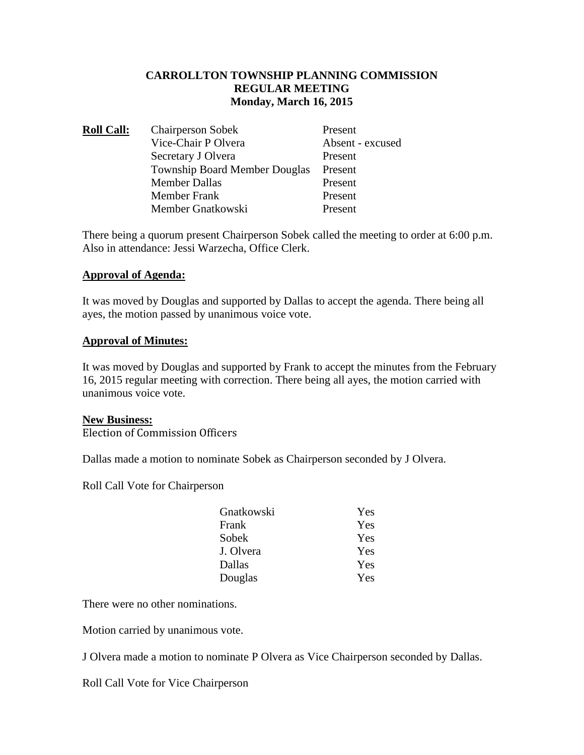# CARROLLTON TOWNSHIP PLANNING COMMISSION
## REGULAR MEETING
### Monday, March 16, 2015

| **Roll Call:** | | |
|---|---|---|
| | Chairperson Sobek | Present |
| | Vice-Chair P Olvera | Absent - excused |
| | Secretary J Olvera | Present |
| | Township Board Member Douglas | Present |
| | Member Dallas | Present |
| | Member Frank | Present |
| | Member Gnatkowski | Present |

There being a quorum present Chairperson Sobek called the meeting to order at 6:00 p.m. Also in attendance: Jessi Warzecha, Office Clerk.

**Approval of Agenda:**

It was moved by Douglas and supported by Dallas to accept the agenda. There being all ayes, the motion passed by unanimous voice vote.

**Approval of Minutes:**

It was moved by Douglas and supported by Frank to accept the minutes from the February 16, 2015 regular meeting with correction. There being all ayes, the motion carried with unanimous voice vote.

**New Business:**

Election of Commission Officers

Dallas made a motion to nominate Sobek as Chairperson seconded by J Olvera.

Roll Call Vote for Chairperson

| | |
|---|---|
| Gnatkowski | Yes |
| Frank | Yes |
| Sobek | Yes |
| J. Olvera | Yes |
| Dallas | Yes |
| Douglas | Yes |

There were no other nominations.

Motion carried by unanimous vote.

J Olvera made a motion to nominate P Olvera as Vice Chairperson seconded by Dallas.

Roll Call Vote for Vice Chairperson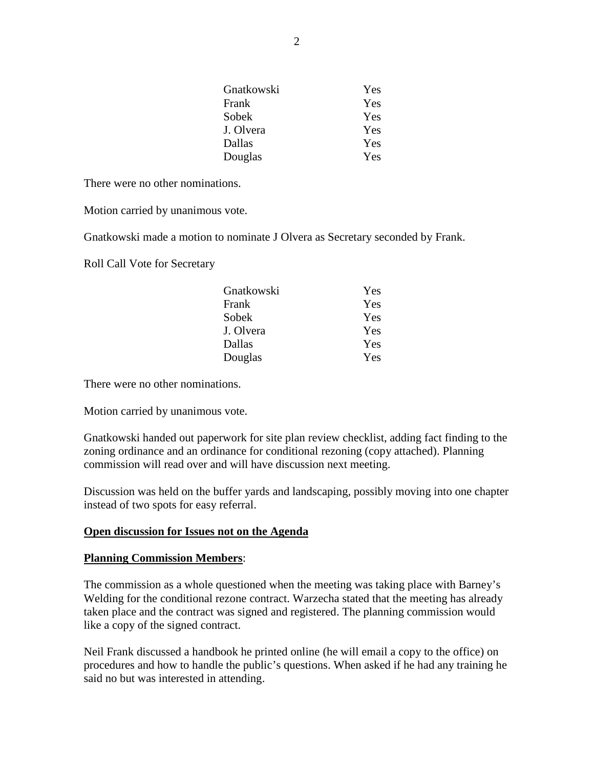| | |
|---|---|
| Gnatkowski | Yes |
| Frank | Yes |
| Sobek | Yes |
| J. Olvera | Yes |
| Dallas | Yes |
| Douglas | Yes |

There were no other nominations.

Motion carried by unanimous vote.

Gnatkowski made a motion to nominate J Olvera as Secretary seconded by Frank.

Roll Call Vote for Secretary

| | |
|---|---|
| Gnatkowski | Yes |
| Frank | Yes |
| Sobek | Yes |
| J. Olvera | Yes |
| Dallas | Yes |
| Douglas | Yes |

There were no other nominations.

Motion carried by unanimous vote.

Gnatkowski handed out paperwork for site plan review checklist, adding fact finding to the zoning ordinance and an ordinance for conditional rezoning (copy attached). Planning commission will read over and will have discussion next meeting.

Discussion was held on the buffer yards and landscaping, possibly moving into one chapter instead of two spots for easy referral.

**<u>Open discussion for Issues not on the Agenda</u>**

**<u>Planning Commission Members</u>**:

The commission as a whole questioned when the meeting was taking place with Barney's Welding for the conditional rezone contract. Warzecha stated that the meeting has already taken place and the contract was signed and registered. The planning commission would like a copy of the signed contract.

Neil Frank discussed a handbook he printed online (he will email a copy to the office) on procedures and how to handle the public's questions. When asked if he had any training he said no but was interested in attending.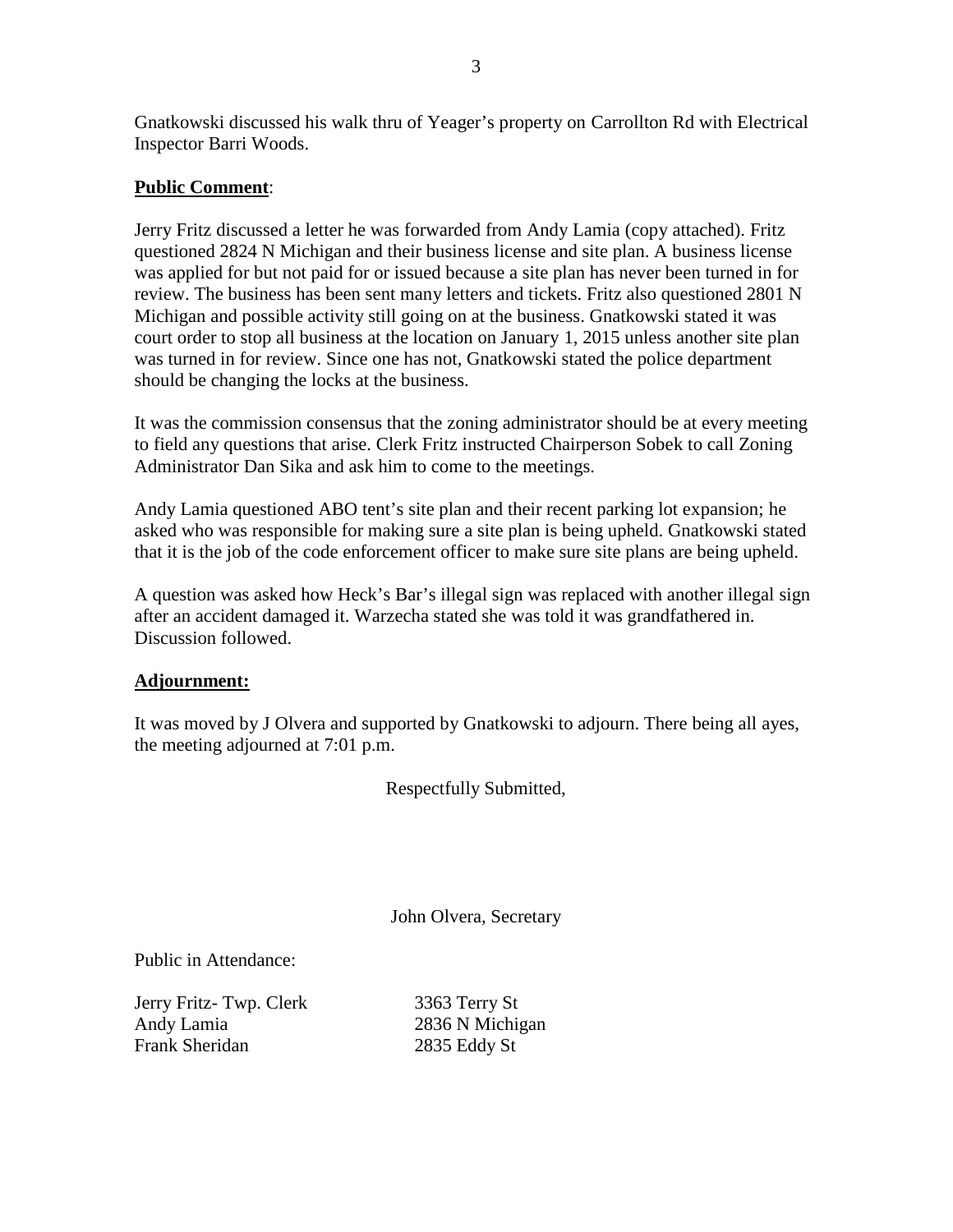Gnatkowski discussed his walk thru of Yeager's property on Carrollton Rd with Electrical Inspector Barri Woods.

**Public Comment**:

Jerry Fritz discussed a letter he was forwarded from Andy Lamia (copy attached). Fritz questioned 2824 N Michigan and their business license and site plan. A business license was applied for but not paid for or issued because a site plan has never been turned in for review. The business has been sent many letters and tickets. Fritz also questioned 2801 N Michigan and possible activity still going on at the business. Gnatkowski stated it was court order to stop all business at the location on January 1, 2015 unless another site plan was turned in for review. Since one has not, Gnatkowski stated the police department should be changing the locks at the business.

It was the commission consensus that the zoning administrator should be at every meeting to field any questions that arise. Clerk Fritz instructed Chairperson Sobek to call Zoning Administrator Dan Sika and ask him to come to the meetings.

Andy Lamia questioned ABO tent's site plan and their recent parking lot expansion; he asked who was responsible for making sure a site plan is being upheld. Gnatkowski stated that it is the job of the code enforcement officer to make sure site plans are being upheld.

A question was asked how Heck's Bar's illegal sign was replaced with another illegal sign after an accident damaged it. Warzecha stated she was told it was grandfathered in. Discussion followed.

**Adjournment:**

It was moved by J Olvera and supported by Gnatkowski to adjourn. There being all ayes, the meeting adjourned at 7:01 p.m.

Respectfully Submitted,

John Olvera, Secretary

Public in Attendance:

| | |
|---|---|
| Jerry Fritz- Twp. Clerk | 3363 Terry St |
| Andy Lamia | 2836 N Michigan |
| Frank Sheridan | 2835 Eddy St |